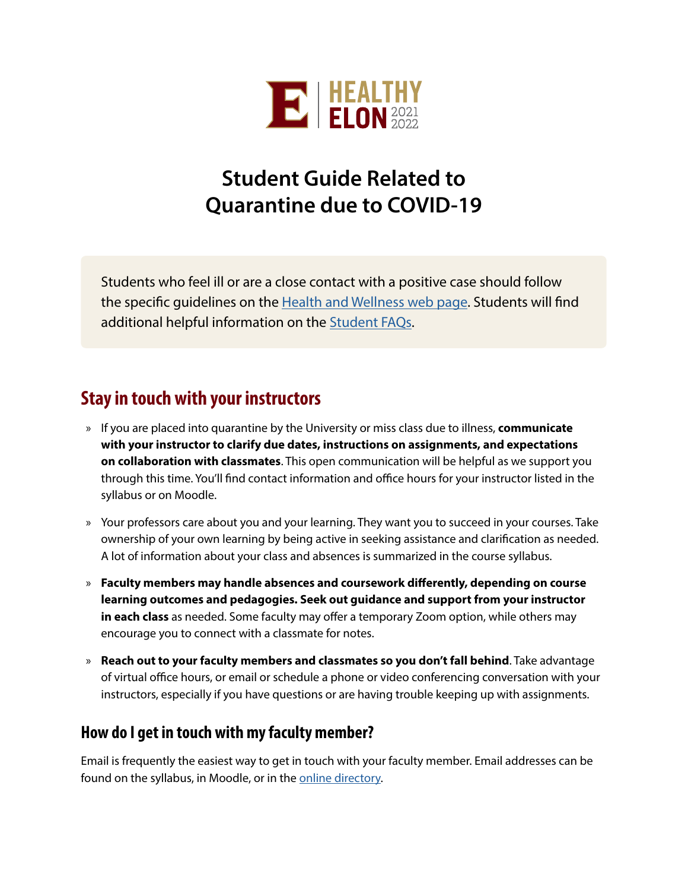HEALTHY ELON 2021 2022

# Student Guide Related to Quarantine due to COVID-19

Students who feel ill or are a close contact with a positive case should follow the specific guidelines on the Health and Wellness web page. Students will find additional helpful information on the Student FAQs.

## Stay in touch with your instructors

- If you are placed into quarantine by the University or miss class due to illness, **communicate with your instructor to clarify due dates, instructions on assignments, and expectations on collaboration with classmates**. This open communication will be helpful as we support you through this time. You'll find contact information and office hours for your instructor listed in the syllabus or on Moodle.
- Your professors care about you and your learning. They want you to succeed in your courses. Take ownership of your own learning by being active in seeking assistance and clarification as needed. A lot of information about your class and absences is summarized in the course syllabus.
- **Faculty members may handle absences and coursework differently, depending on course learning outcomes and pedagogies. Seek out guidance and support from your instructor in each class** as needed. Some faculty may offer a temporary Zoom option, while others may encourage you to connect with a classmate for notes.
- **Reach out to your faculty members and classmates so you don't fall behind**. Take advantage of virtual office hours, or email or schedule a phone or video conferencing conversation with your instructors, especially if you have questions or are having trouble keeping up with assignments.

### How do I get in touch with my faculty member?

Email is frequently the easiest way to get in touch with your faculty member. Email addresses can be found on the syllabus, in Moodle, or in the online directory.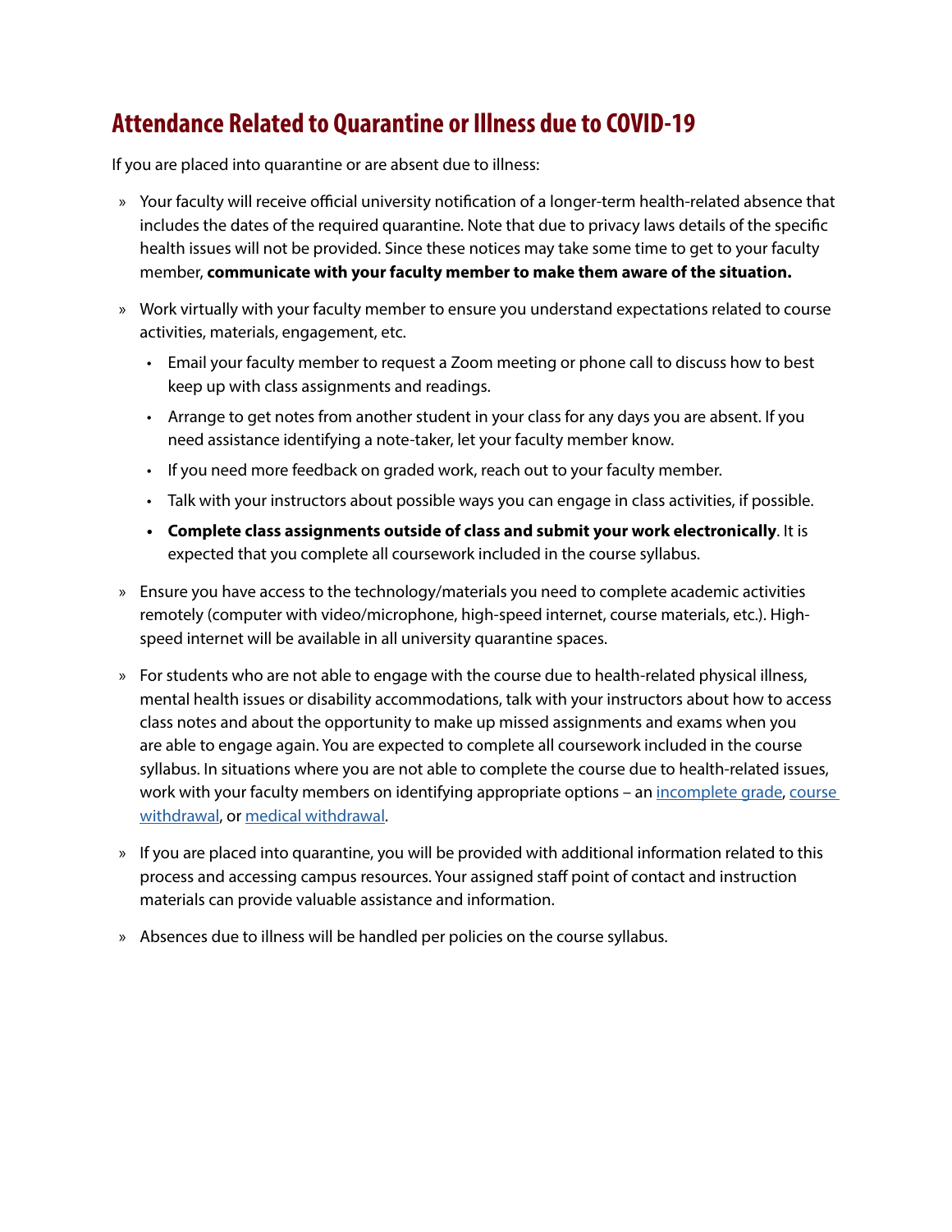## Attendance Related to Quarantine or Illness due to COVID-19

If you are placed into quarantine or are absent due to illness:

- Your faculty will receive official university notification of a longer-term health-related absence that includes the dates of the required quarantine. Note that due to privacy laws details of the specific health issues will not be provided. Since these notices may take some time to get to your faculty member, **communicate with your faculty member to make them aware of the situation.**
- Work virtually with your faculty member to ensure you understand expectations related to course activities, materials, engagement, etc.
  - Email your faculty member to request a Zoom meeting or phone call to discuss how to best keep up with class assignments and readings.
  - Arrange to get notes from another student in your class for any days you are absent. If you need assistance identifying a note-taker, let your faculty member know.
  - If you need more feedback on graded work, reach out to your faculty member.
  - Talk with your instructors about possible ways you can engage in class activities, if possible.
  - **Complete class assignments outside of class and submit your work electronically**. It is expected that you complete all coursework included in the course syllabus.
- Ensure you have access to the technology/materials you need to complete academic activities remotely (computer with video/microphone, high-speed internet, course materials, etc.). High-speed internet will be available in all university quarantine spaces.
- For students who are not able to engage with the course due to health-related physical illness, mental health issues or disability accommodations, talk with your instructors about how to access class notes and about the opportunity to make up missed assignments and exams when you are able to engage again. You are expected to complete all coursework included in the course syllabus. In situations where you are not able to complete the course due to health-related issues, work with your faculty members on identifying appropriate options – an incomplete grade, course withdrawal, or medical withdrawal.
- If you are placed into quarantine, you will be provided with additional information related to this process and accessing campus resources. Your assigned staff point of contact and instruction materials can provide valuable assistance and information.
- Absences due to illness will be handled per policies on the course syllabus.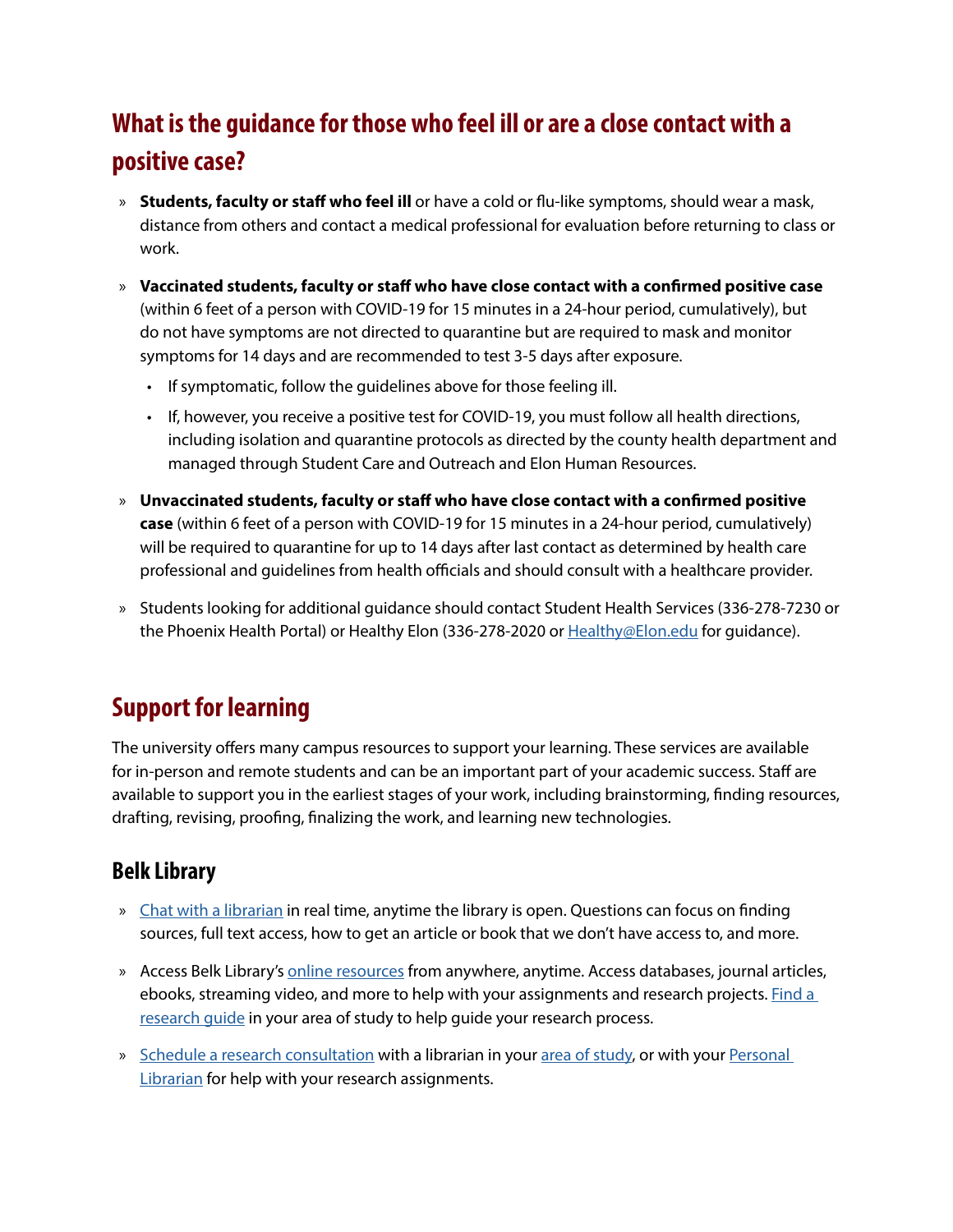## What is the guidance for those who feel ill or are a close contact with a positive case?

- **Students, faculty or staff who feel ill** or have a cold or flu-like symptoms, should wear a mask, distance from others and contact a medical professional for evaluation before returning to class or work.
- **Vaccinated students, faculty or staff who have close contact with a confirmed positive case** (within 6 feet of a person with COVID-19 for 15 minutes in a 24-hour period, cumulatively), but do not have symptoms are not directed to quarantine but are required to mask and monitor symptoms for 14 days and are recommended to test 3-5 days after exposure.
  - If symptomatic, follow the guidelines above for those feeling ill.
  - If, however, you receive a positive test for COVID-19, you must follow all health directions, including isolation and quarantine protocols as directed by the county health department and managed through Student Care and Outreach and Elon Human Resources.
- **Unvaccinated students, faculty or staff who have close contact with a confirmed positive case** (within 6 feet of a person with COVID-19 for 15 minutes in a 24-hour period, cumulatively) will be required to quarantine for up to 14 days after last contact as determined by health care professional and guidelines from health officials and should consult with a healthcare provider.
- Students looking for additional guidance should contact Student Health Services (336-278-7230 or the Phoenix Health Portal) or Healthy Elon (336-278-2020 or Healthy@Elon.edu for guidance).

## Support for learning

The university offers many campus resources to support your learning. These services are available for in-person and remote students and can be an important part of your academic success. Staff are available to support you in the earliest stages of your work, including brainstorming, finding resources, drafting, revising, proofing, finalizing the work, and learning new technologies.

### Belk Library

- Chat with a librarian in real time, anytime the library is open. Questions can focus on finding sources, full text access, how to get an article or book that we don't have access to, and more.
- Access Belk Library's online resources from anywhere, anytime. Access databases, journal articles, ebooks, streaming video, and more to help with your assignments and research projects. Find a research guide in your area of study to help guide your research process.
- Schedule a research consultation with a librarian in your area of study, or with your Personal Librarian for help with your research assignments.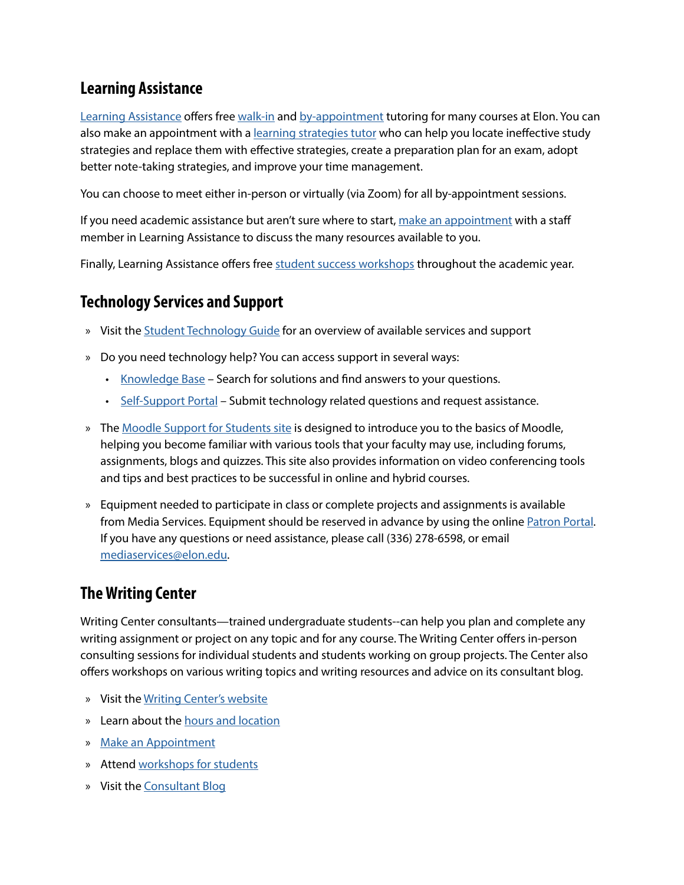## Learning Assistance

Learning Assistance offers free walk-in and by-appointment tutoring for many courses at Elon. You can also make an appointment with a learning strategies tutor who can help you locate ineffective study strategies and replace them with effective strategies, create a preparation plan for an exam, adopt better note-taking strategies, and improve your time management.

You can choose to meet either in-person or virtually (via Zoom) for all by-appointment sessions.

If you need academic assistance but aren't sure where to start, make an appointment with a staff member in Learning Assistance to discuss the many resources available to you.

Finally, Learning Assistance offers free student success workshops throughout the academic year.

## Technology Services and Support

- Visit the Student Technology Guide for an overview of available services and support
- Do you need technology help? You can access support in several ways:
  - Knowledge Base – Search for solutions and find answers to your questions.
  - Self-Support Portal – Submit technology related questions and request assistance.
- The Moodle Support for Students site is designed to introduce you to the basics of Moodle, helping you become familiar with various tools that your faculty may use, including forums, assignments, blogs and quizzes. This site also provides information on video conferencing tools and tips and best practices to be successful in online and hybrid courses.
- Equipment needed to participate in class or complete projects and assignments is available from Media Services. Equipment should be reserved in advance by using the online Patron Portal. If you have any questions or need assistance, please call (336) 278-6598, or email mediaservices@elon.edu.

## The Writing Center

Writing Center consultants—trained undergraduate students--can help you plan and complete any writing assignment or project on any topic and for any course. The Writing Center offers in-person consulting sessions for individual students and students working on group projects. The Center also offers workshops on various writing topics and writing resources and advice on its consultant blog.

- Visit the Writing Center's website
- Learn about the hours and location
- Make an Appointment
- Attend workshops for students
- Visit the Consultant Blog